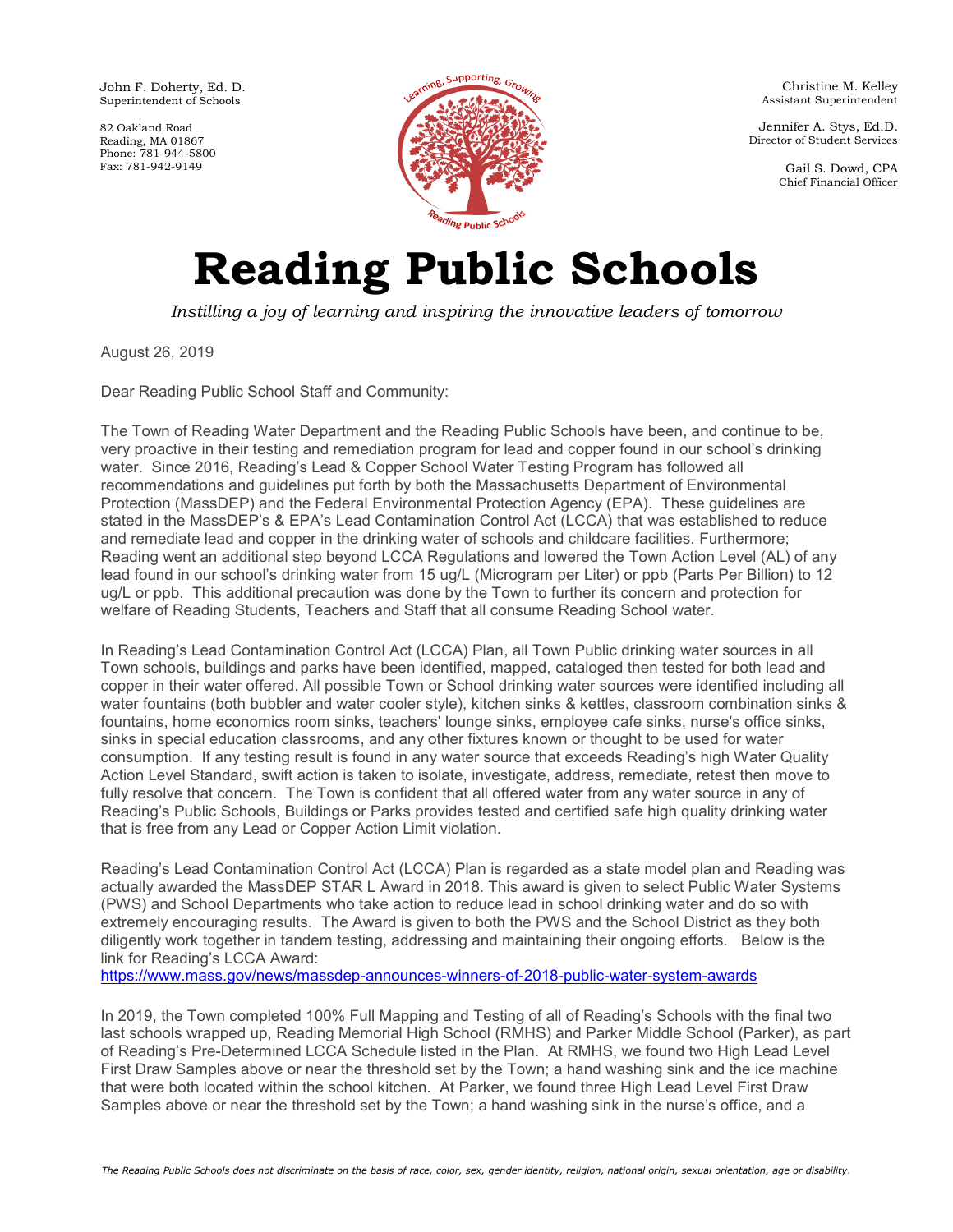John F. Doherty, Ed. D.
Superintendent of Schools

82 Oakland Road
Reading, MA 01867
Phone: 781-944-5800
Fax: 781-942-9149

Christine M. Kelley
Assistant Superintendent

Jennifer A. Stys, Ed.D.
Director of Student Services

Gail S. Dowd, CPA
Chief Financial Officer

# Reading Public Schools

*Instilling a joy of learning and inspiring the innovative leaders of tomorrow*

August 26, 2019

Dear Reading Public School Staff and Community:

The Town of Reading Water Department and the Reading Public Schools have been, and continue to be, very proactive in their testing and remediation program for lead and copper found in our school's drinking water. Since 2016, Reading's Lead & Copper School Water Testing Program has followed all recommendations and guidelines put forth by both the Massachusetts Department of Environmental Protection (MassDEP) and the Federal Environmental Protection Agency (EPA). These guidelines are stated in the MassDEP's & EPA's Lead Contamination Control Act (LCCA) that was established to reduce and remediate lead and copper in the drinking water of schools and childcare facilities. Furthermore; Reading went an additional step beyond LCCA Regulations and lowered the Town Action Level (AL) of any lead found in our school's drinking water from 15 ug/L (Microgram per Liter) or ppb (Parts Per Billion) to 12 ug/L or ppb. This additional precaution was done by the Town to further its concern and protection for welfare of Reading Students, Teachers and Staff that all consume Reading School water.

In Reading's Lead Contamination Control Act (LCCA) Plan, all Town Public drinking water sources in all Town schools, buildings and parks have been identified, mapped, cataloged then tested for both lead and copper in their water offered. All possible Town or School drinking water sources were identified including all water fountains (both bubbler and water cooler style), kitchen sinks & kettles, classroom combination sinks & fountains, home economics room sinks, teachers' lounge sinks, employee cafe sinks, nurse's office sinks, sinks in special education classrooms, and any other fixtures known or thought to be used for water consumption. If any testing result is found in any water source that exceeds Reading's high Water Quality Action Level Standard, swift action is taken to isolate, investigate, address, remediate, retest then move to fully resolve that concern. The Town is confident that all offered water from any water source in any of Reading's Public Schools, Buildings or Parks provides tested and certified safe high quality drinking water that is free from any Lead or Copper Action Limit violation.

Reading's Lead Contamination Control Act (LCCA) Plan is regarded as a state model plan and Reading was actually awarded the MassDEP STAR L Award in 2018. This award is given to select Public Water Systems (PWS) and School Departments who take action to reduce lead in school drinking water and do so with extremely encouraging results. The Award is given to both the PWS and the School District as they both diligently work together in tandem testing, addressing and maintaining their ongoing efforts. Below is the link for Reading's LCCA Award:
https://www.mass.gov/news/massdep-announces-winners-of-2018-public-water-system-awards

In 2019, the Town completed 100% Full Mapping and Testing of all of Reading's Schools with the final two last schools wrapped up, Reading Memorial High School (RMHS) and Parker Middle School (Parker), as part of Reading's Pre-Determined LCCA Schedule listed in the Plan. At RMHS, we found two High Lead Level First Draw Samples above or near the threshold set by the Town; a hand washing sink and the ice machine that were both located within the school kitchen. At Parker, we found three High Lead Level First Draw Samples above or near the threshold set by the Town; a hand washing sink in the nurse's office, and a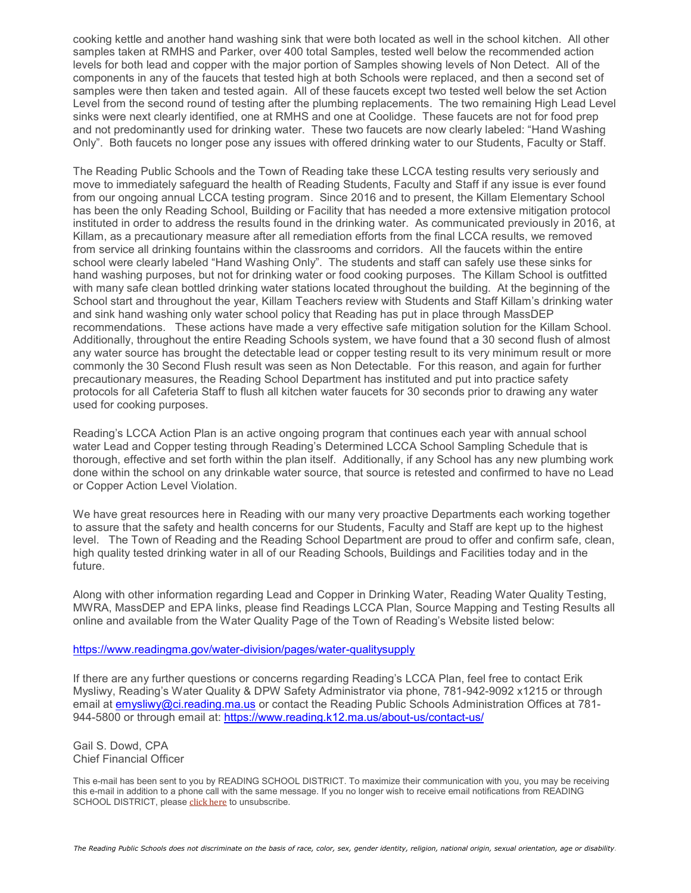cooking kettle and another hand washing sink that were both located as well in the school kitchen. All other samples taken at RMHS and Parker, over 400 total Samples, tested well below the recommended action levels for both lead and copper with the major portion of Samples showing levels of Non Detect. All of the components in any of the faucets that tested high at both Schools were replaced, and then a second set of samples were then taken and tested again. All of these faucets except two tested well below the set Action Level from the second round of testing after the plumbing replacements. The two remaining High Lead Level sinks were next clearly identified, one at RMHS and one at Coolidge. These faucets are not for food prep and not predominantly used for drinking water. These two faucets are now clearly labeled: "Hand Washing Only". Both faucets no longer pose any issues with offered drinking water to our Students, Faculty or Staff.

The Reading Public Schools and the Town of Reading take these LCCA testing results very seriously and move to immediately safeguard the health of Reading Students, Faculty and Staff if any issue is ever found from our ongoing annual LCCA testing program. Since 2016 and to present, the Killam Elementary School has been the only Reading School, Building or Facility that has needed a more extensive mitigation protocol instituted in order to address the results found in the drinking water. As communicated previously in 2016, at Killam, as a precautionary measure after all remediation efforts from the final LCCA results, we removed from service all drinking fountains within the classrooms and corridors. All the faucets within the entire school were clearly labeled "Hand Washing Only". The students and staff can safely use these sinks for hand washing purposes, but not for drinking water or food cooking purposes. The Killam School is outfitted with many safe clean bottled drinking water stations located throughout the building. At the beginning of the School start and throughout the year, Killam Teachers review with Students and Staff Killam's drinking water and sink hand washing only water school policy that Reading has put in place through MassDEP recommendations. These actions have made a very effective safe mitigation solution for the Killam School. Additionally, throughout the entire Reading Schools system, we have found that a 30 second flush of almost any water source has brought the detectable lead or copper testing result to its very minimum result or more commonly the 30 Second Flush was seen as Non Detectable. For this reason, and again for further precautionary measures, the Reading School Department has instituted and put into practice safety protocols for all Cafeteria Staff to flush all kitchen water faucets for 30 seconds prior to drawing any water used for cooking purposes.

Reading's LCCA Action Plan is an active ongoing program that continues each year with annual school water Lead and Copper testing through Reading's Determined LCCA School Sampling Schedule that is thorough, effective and set forth within the plan itself. Additionally, if any School has any new plumbing work done within the school on any drinkable water source, that source is retested and confirmed to have no Lead or Copper Action Level Violation.

We have great resources here in Reading with our many very proactive Departments each working together to assure that the safety and health concerns for our Students, Faculty and Staff are kept up to the highest level. The Town of Reading and the Reading School Department are proud to offer and confirm safe, clean, high quality tested drinking water in all of our Reading Schools, Buildings and Facilities today and in the future.

Along with other information regarding Lead and Copper in Drinking Water, Reading Water Quality Testing, MWRA, MassDEP and EPA links, please find Readings LCCA Plan, Source Mapping and Testing Results all online and available from the Water Quality Page of the Town of Reading's Website listed below:

https://www.readingma.gov/water-division/pages/water-qualitysupply

If there are any further questions or concerns regarding Reading's LCCA Plan, feel free to contact Erik Mysliwy, Reading's Water Quality & DPW Safety Administrator via phone, 781-942-9092 x1215 or through email at emysliwy@ci.reading.ma.us or contact the Reading Public Schools Administration Offices at 781-944-5800 or through email at: https://www.reading.k12.ma.us/about-us/contact-us/

Gail S. Dowd, CPA
Chief Financial Officer

This e-mail has been sent to you by READING SCHOOL DISTRICT. To maximize their communication with you, you may be receiving this e-mail in addition to a phone call with the same message. If you no longer wish to receive email notifications from READING SCHOOL DISTRICT, please click here to unsubscribe.

*The Reading Public Schools does not discriminate on the basis of race, color, sex, gender identity, religion, national origin, sexual orientation, age or disability.*